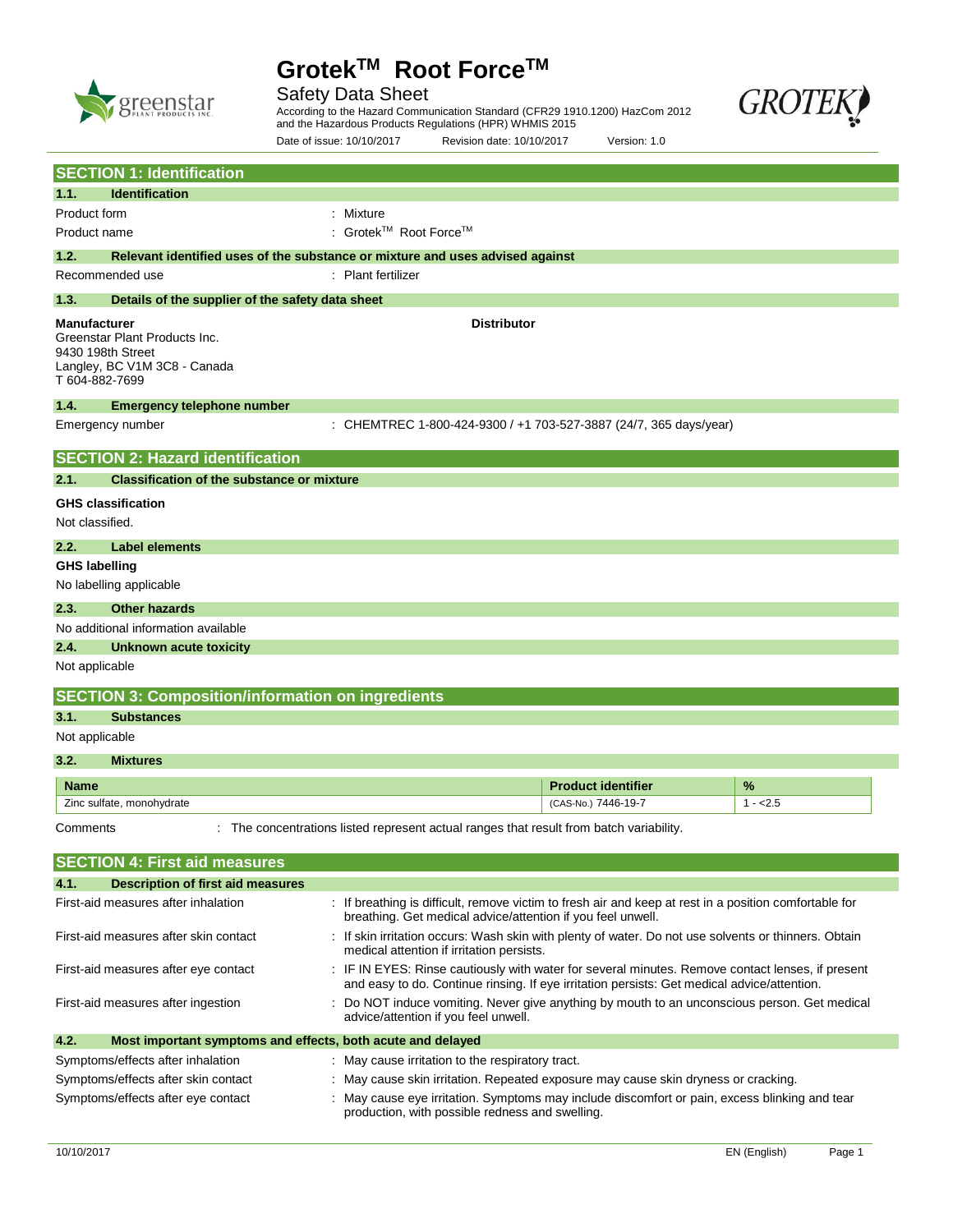# Grotek™ Root Force™

Safety Data Sheet

According to the Hazard Communication Standard (CFR29 1910.1200) HazCom 2012 and the Hazardous Products Regulations (HPR) WHMIS 2015

Date of issue: 10/10/2017 Revision date: 10/10/2017 Version: 1.0

## SECTION 1: Identification

### 1.1. Identification

| | |
|---|---|
| Product form | : Mixture |
| Product name | : Grotek™ Root Force™ |

### 1.2. Relevant identified uses of the substance or mixture and uses advised against

| | |
|---|---|
| Recommended use | : Plant fertilizer |

### 1.3. Details of the supplier of the safety data sheet

**Manufacturer**
Greenstar Plant Products Inc.
9430 198th Street
Langley, BC V1M 3C8 - Canada
T 604-882-7699

**Distributor**

### 1.4. Emergency telephone number

| | |
|---|---|
| Emergency number | : CHEMTREC 1-800-424-9300 / +1 703-527-3887 (24/7, 365 days/year) |

## SECTION 2: Hazard identification

### 2.1. Classification of the substance or mixture

**GHS classification**

Not classified.

### 2.2. Label elements

**GHS labelling**

No labelling applicable

### 2.3. Other hazards

No additional information available

### 2.4. Unknown acute toxicity

Not applicable

## SECTION 3: Composition/information on ingredients

### 3.1. Substances

Not applicable

### 3.2. Mixtures

| Name | Product identifier | % |
|---|---|---|
| Zinc sulfate, monohydrate | (CAS-No.) 7446-19-7 | 1 - <2.5 |

Comments : The concentrations listed represent actual ranges that result from batch variability.

## SECTION 4: First aid measures

### 4.1. Description of first aid measures

| | |
|---|---|
| First-aid measures after inhalation | : If breathing is difficult, remove victim to fresh air and keep at rest in a position comfortable for breathing. Get medical advice/attention if you feel unwell. |
| First-aid measures after skin contact | : If skin irritation occurs: Wash skin with plenty of water. Do not use solvents or thinners. Obtain medical attention if irritation persists. |
| First-aid measures after eye contact | : IF IN EYES: Rinse cautiously with water for several minutes. Remove contact lenses, if present and easy to do. Continue rinsing. If eye irritation persists: Get medical advice/attention. |
| First-aid measures after ingestion | : Do NOT induce vomiting. Never give anything by mouth to an unconscious person. Get medical advice/attention if you feel unwell. |

### 4.2. Most important symptoms and effects, both acute and delayed

| | |
|---|---|
| Symptoms/effects after inhalation | : May cause irritation to the respiratory tract. |
| Symptoms/effects after skin contact | : May cause skin irritation. Repeated exposure may cause skin dryness or cracking. |
| Symptoms/effects after eye contact | : May cause eye irritation. Symptoms may include discomfort or pain, excess blinking and tear production, with possible redness and swelling. |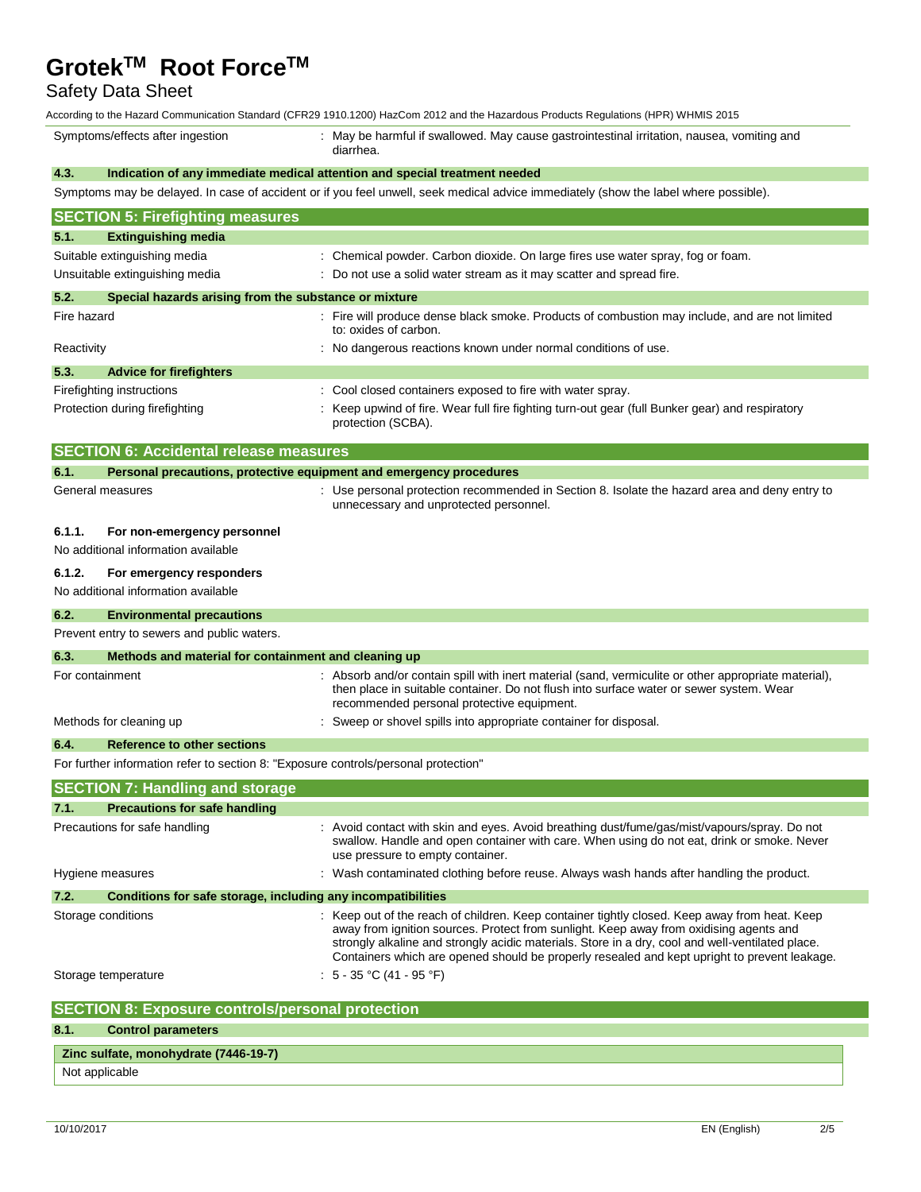| | |
|---|---|
| Symptoms/effects after ingestion | : May be harmful if swallowed. May cause gastrointestinal irritation, nausea, vomiting and diarrhea. |

### 4.3. Indication of any immediate medical attention and special treatment needed

Symptoms may be delayed. In case of accident or if you feel unwell, seek medical advice immediately (show the label where possible).

## SECTION 5: Firefighting measures

### 5.1. Extinguishing media

| | |
|---|---|
| Suitable extinguishing media | : Chemical powder. Carbon dioxide. On large fires use water spray, fog or foam. |
| Unsuitable extinguishing media | : Do not use a solid water stream as it may scatter and spread fire. |

### 5.2. Special hazards arising from the substance or mixture

| | |
|---|---|
| Fire hazard | : Fire will produce dense black smoke. Products of combustion may include, and are not limited to: oxides of carbon. |
| Reactivity | : No dangerous reactions known under normal conditions of use. |

### 5.3. Advice for firefighters

| | |
|---|---|
| Firefighting instructions | : Cool closed containers exposed to fire with water spray. |
| Protection during firefighting | : Keep upwind of fire. Wear full fire fighting turn-out gear (full Bunker gear) and respiratory protection (SCBA). |

## SECTION 6: Accidental release measures

### 6.1. Personal precautions, protective equipment and emergency procedures

| | |
|---|---|
| General measures | : Use personal protection recommended in Section 8. Isolate the hazard area and deny entry to unnecessary and unprotected personnel. |

#### 6.1.1. For non-emergency personnel

No additional information available

#### 6.1.2. For emergency responders

No additional information available

### 6.2. Environmental precautions

Prevent entry to sewers and public waters.

### 6.3. Methods and material for containment and cleaning up

| | |
|---|---|
| For containment | : Absorb and/or contain spill with inert material (sand, vermiculite or other appropriate material), then place in suitable container. Do not flush into surface water or sewer system. Wear recommended personal protective equipment. |
| Methods for cleaning up | : Sweep or shovel spills into appropriate container for disposal. |

### 6.4. Reference to other sections

For further information refer to section 8: "Exposure controls/personal protection"

## SECTION 7: Handling and storage

### 7.1. Precautions for safe handling

| | |
|---|---|
| Precautions for safe handling | : Avoid contact with skin and eyes. Avoid breathing dust/fume/gas/mist/vapours/spray. Do not swallow. Handle and open container with care. When using do not eat, drink or smoke. Never use pressure to empty container. |
| Hygiene measures | : Wash contaminated clothing before reuse. Always wash hands after handling the product. |

### 7.2. Conditions for safe storage, including any incompatibilities

| | |
|---|---|
| Storage conditions | : Keep out of the reach of children. Keep container tightly closed. Keep away from heat. Keep away from ignition sources. Protect from sunlight. Keep away from oxidising agents and strongly alkaline and strongly acidic materials. Store in a dry, cool and well-ventilated place. Containers which are opened should be properly resealed and kept upright to prevent leakage. |
| Storage temperature | : 5 - 35 °C (41 - 95 °F) |

## SECTION 8: Exposure controls/personal protection

### 8.1. Control parameters

| Zinc sulfate, monohydrate (7446-19-7) |
|---|
| Not applicable |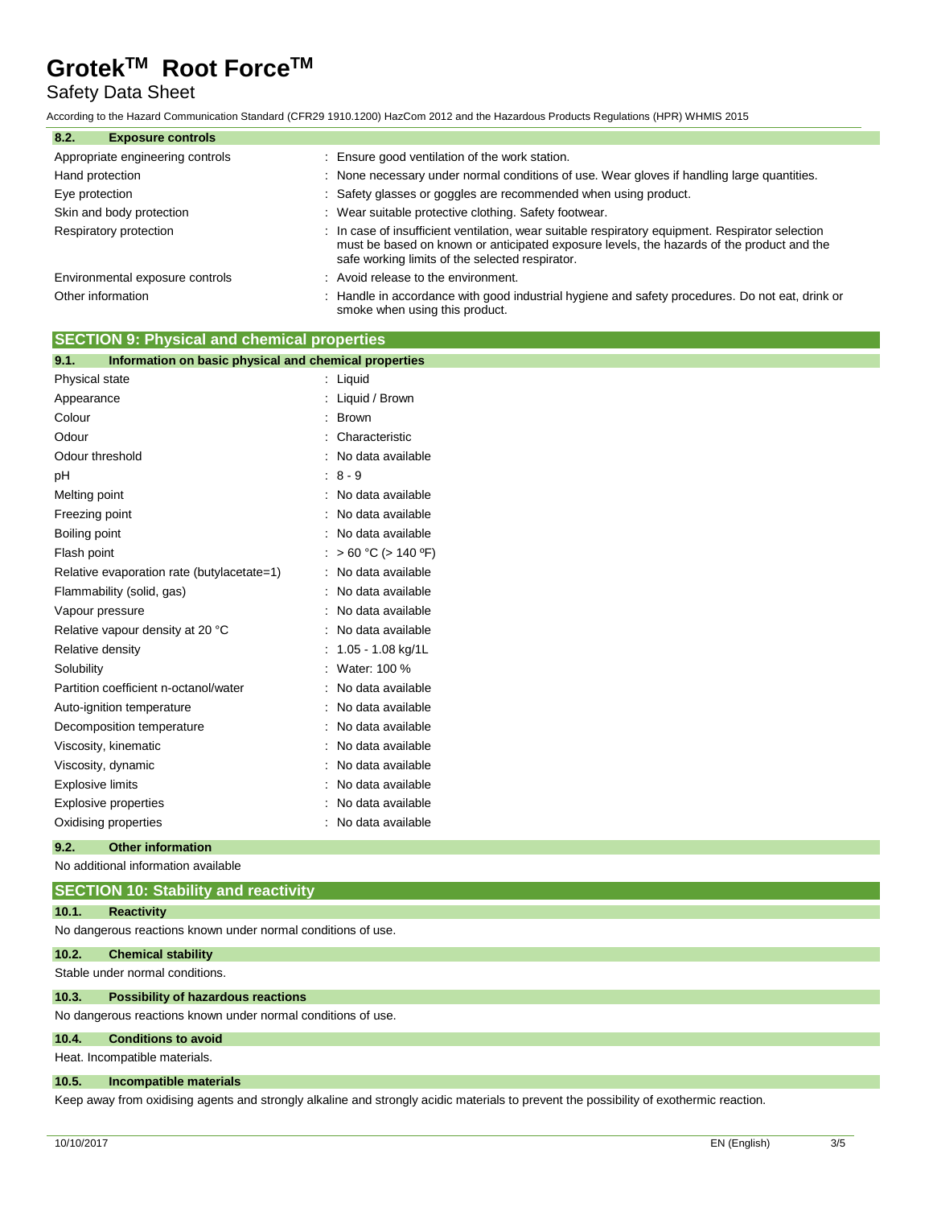### 8.2. Exposure controls

| | |
|---|---|
| Appropriate engineering controls | : Ensure good ventilation of the work station. |
| Hand protection | : None necessary under normal conditions of use. Wear gloves if handling large quantities. |
| Eye protection | : Safety glasses or goggles are recommended when using product. |
| Skin and body protection | : Wear suitable protective clothing. Safety footwear. |
| Respiratory protection | : In case of insufficient ventilation, wear suitable respiratory equipment. Respirator selection must be based on known or anticipated exposure levels, the hazards of the product and the safe working limits of the selected respirator. |
| Environmental exposure controls | : Avoid release to the environment. |
| Other information | : Handle in accordance with good industrial hygiene and safety procedures. Do not eat, drink or smoke when using this product. |

## SECTION 9: Physical and chemical properties

### 9.1. Information on basic physical and chemical properties

| | |
|---|---|
| Physical state | : Liquid |
| Appearance | : Liquid / Brown |
| Colour | : Brown |
| Odour | : Characteristic |
| Odour threshold | : No data available |
| pH | : 8 - 9 |
| Melting point | : No data available |
| Freezing point | : No data available |
| Boiling point | : No data available |
| Flash point | : > 60 °C (> 140 ºF) |
| Relative evaporation rate (butylacetate=1) | : No data available |
| Flammability (solid, gas) | : No data available |
| Vapour pressure | : No data available |
| Relative vapour density at 20 °C | : No data available |
| Relative density | : 1.05 - 1.08 kg/1L |
| Solubility | : Water: 100 % |
| Partition coefficient n-octanol/water | : No data available |
| Auto-ignition temperature | : No data available |
| Decomposition temperature | : No data available |
| Viscosity, kinematic | : No data available |
| Viscosity, dynamic | : No data available |
| Explosive limits | : No data available |
| Explosive properties | : No data available |
| Oxidising properties | : No data available |

### 9.2. Other information

No additional information available

## SECTION 10: Stability and reactivity

### 10.1. Reactivity

No dangerous reactions known under normal conditions of use.

### 10.2. Chemical stability

Stable under normal conditions.

### 10.3. Possibility of hazardous reactions

No dangerous reactions known under normal conditions of use.

### 10.4. Conditions to avoid

Heat. Incompatible materials.

### 10.5. Incompatible materials

Keep away from oxidising agents and strongly alkaline and strongly acidic materials to prevent the possibility of exothermic reaction.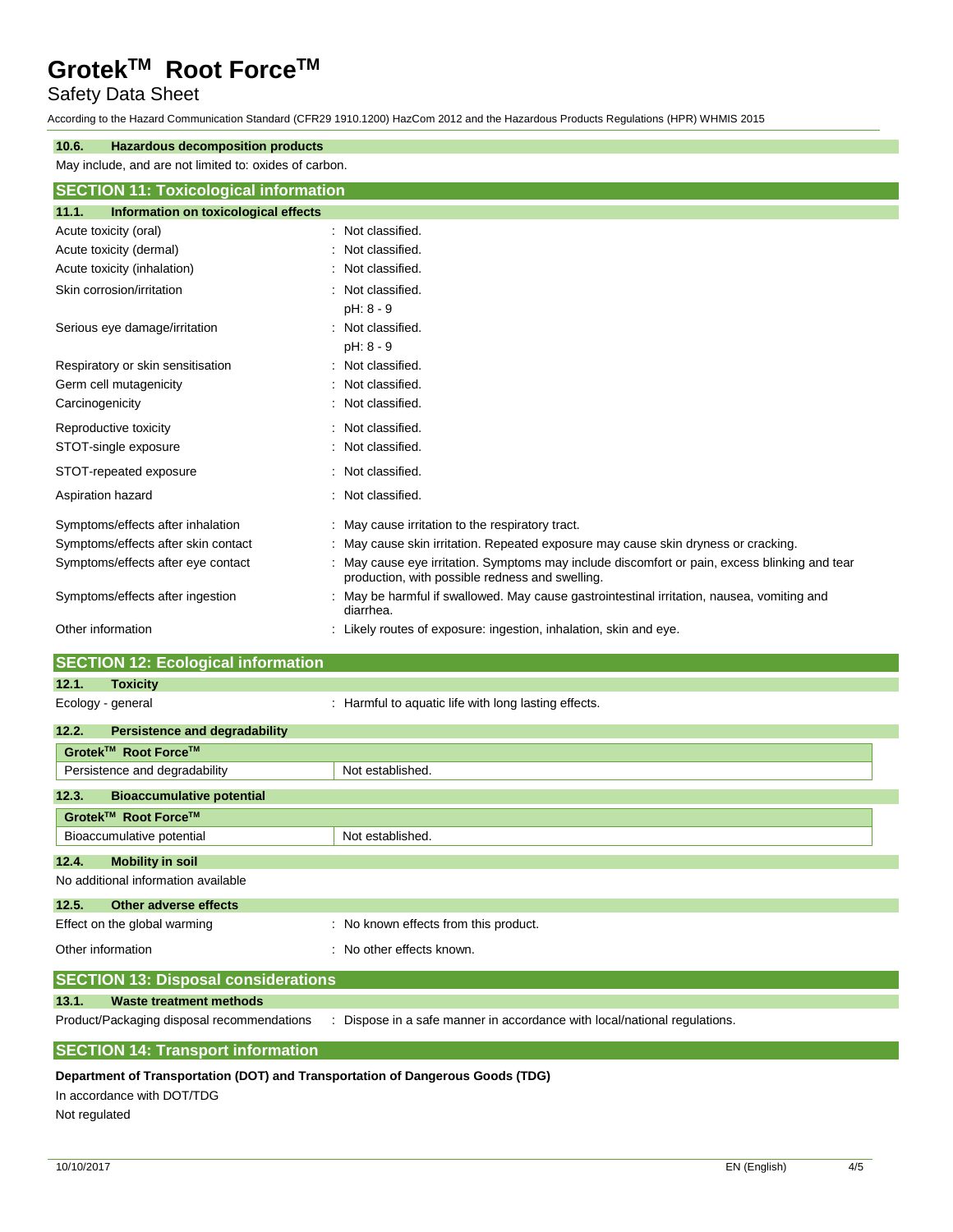#### 10.6. Hazardous decomposition products

May include, and are not limited to: oxides of carbon.

## SECTION 11: Toxicological information

### 11.1. Information on toxicological effects

| | |
|---|---|
| Acute toxicity (oral) | : Not classified. |
| Acute toxicity (dermal) | : Not classified. |
| Acute toxicity (inhalation) | : Not classified. |
| Skin corrosion/irritation | : Not classified.<br>pH: 8 - 9 |
| Serious eye damage/irritation | : Not classified.<br>pH: 8 - 9 |
| Respiratory or skin sensitisation | : Not classified. |
| Germ cell mutagenicity | : Not classified. |
| Carcinogenicity | : Not classified. |
| Reproductive toxicity | : Not classified. |
| STOT-single exposure | : Not classified. |
| STOT-repeated exposure | : Not classified. |
| Aspiration hazard | : Not classified. |
| Symptoms/effects after inhalation | : May cause irritation to the respiratory tract. |
| Symptoms/effects after skin contact | : May cause skin irritation. Repeated exposure may cause skin dryness or cracking. |
| Symptoms/effects after eye contact | : May cause eye irritation. Symptoms may include discomfort or pain, excess blinking and tear production, with possible redness and swelling. |
| Symptoms/effects after ingestion | : May be harmful if swallowed. May cause gastrointestinal irritation, nausea, vomiting and diarrhea. |
| Other information | : Likely routes of exposure: ingestion, inhalation, skin and eye. |

## SECTION 12: Ecological information

### 12.1. Toxicity

Ecology - general : Harmful to aquatic life with long lasting effects.

### 12.2. Persistence and degradability

| Grotek™ Root Force™ | |
|---|---|
| Persistence and degradability | Not established. |

### 12.3. Bioaccumulative potential

| Grotek™ Root Force™ | |
|---|---|
| Bioaccumulative potential | Not established. |

### 12.4. Mobility in soil

No additional information available

### 12.5. Other adverse effects

Effect on the global warming : No known effects from this product.

Other information : No other effects known.

## SECTION 13: Disposal considerations

### 13.1. Waste treatment methods

Product/Packaging disposal recommendations : Dispose in a safe manner in accordance with local/national regulations.

## SECTION 14: Transport information

**Department of Transportation (DOT) and Transportation of Dangerous Goods (TDG)**

In accordance with DOT/TDG

Not regulated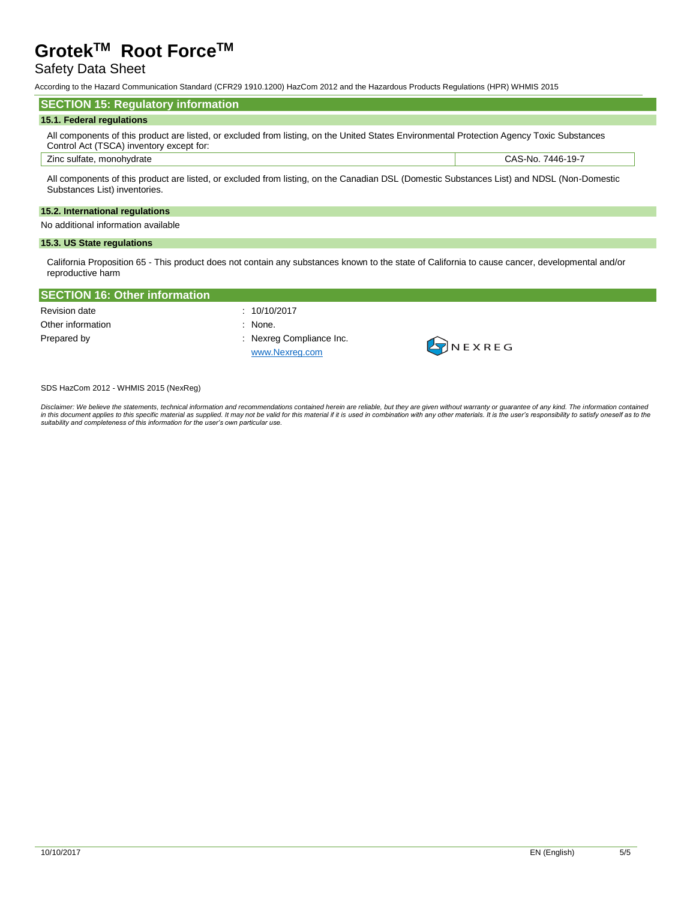## SECTION 15: Regulatory information

### 15.1. Federal regulations

All components of this product are listed, or excluded from listing, on the United States Environmental Protection Agency Toxic Substances Control Act (TSCA) inventory except for:

| | |
|---|---|
| Zinc sulfate, monohydrate | CAS-No. 7446-19-7 |

All components of this product are listed, or excluded from listing, on the Canadian DSL (Domestic Substances List) and NDSL (Non-Domestic Substances List) inventories.

### 15.2. International regulations

No additional information available

### 15.3. US State regulations

California Proposition 65 - This product does not contain any substances known to the state of California to cause cancer, developmental and/or reproductive harm

## SECTION 16: Other information

| | |
|---|---|
| Revision date | : 10/10/2017 |
| Other information | : None. |
| Prepared by | : Nexreg Compliance Inc. www.Nexreg.com |

NEXREG

SDS HazCom 2012 - WHMIS 2015 (NexReg)

*Disclaimer: We believe the statements, technical information and recommendations contained herein are reliable, but they are given without warranty or guarantee of any kind. The information contained in this document applies to this specific material as supplied. It may not be valid for this material if it is used in combination with any other materials. It is the user's responsibility to satisfy oneself as to the suitability and completeness of this information for the user's own particular use.*